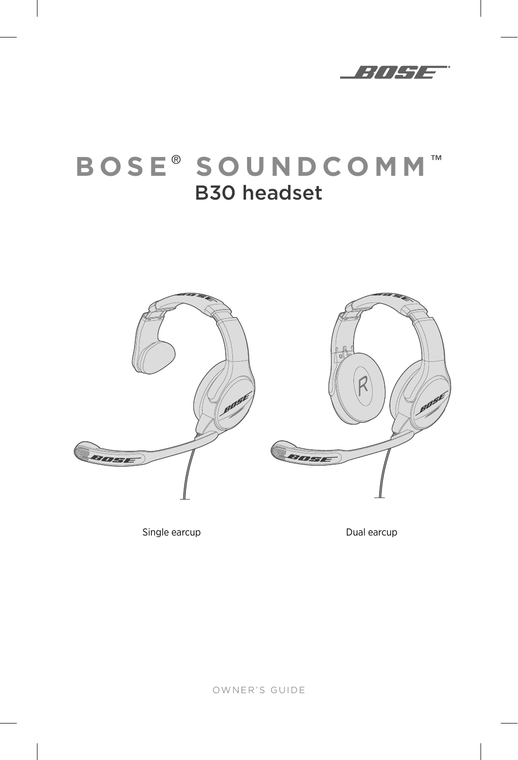# BOSE® SOUNDCOMM™

## B30 headset

Single earcup

Dual earcup

OWNER'S GUIDE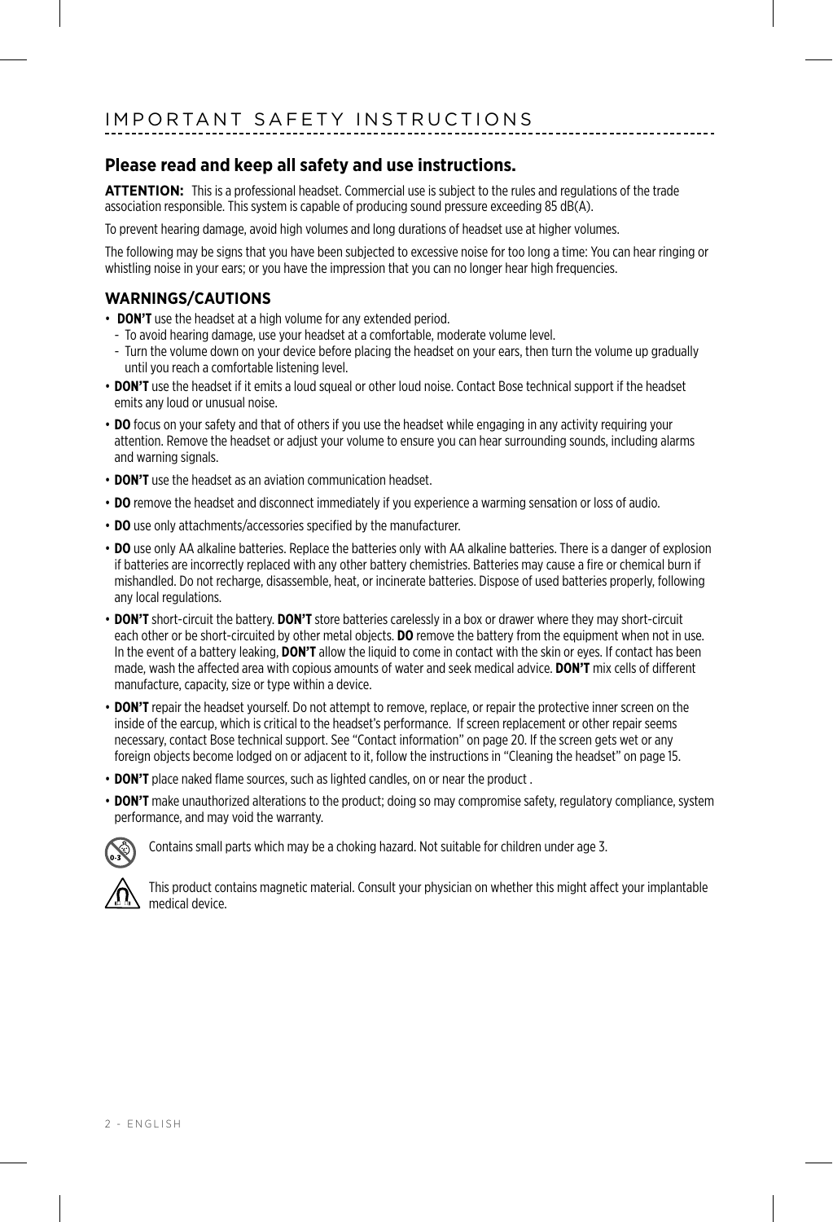# IMPORTANT SAFETY INSTRUCTIONS

## Please read and keep all safety and use instructions.

**ATTENTION:** This is a professional headset. Commercial use is subject to the rules and regulations of the trade association responsible. This system is capable of producing sound pressure exceeding 85 dB(A).

To prevent hearing damage, avoid high volumes and long durations of headset use at higher volumes.

The following may be signs that you have been subjected to excessive noise for too long a time: You can hear ringing or whistling noise in your ears; or you have the impression that you can no longer hear high frequencies.

### WARNINGS/CAUTIONS

- **DON'T** use the headset at a high volume for any extended period.
  - To avoid hearing damage, use your headset at a comfortable, moderate volume level.
  - Turn the volume down on your device before placing the headset on your ears, then turn the volume up gradually until you reach a comfortable listening level.
- **DON'T** use the headset if it emits a loud squeal or other loud noise. Contact Bose technical support if the headset emits any loud or unusual noise.
- **DO** focus on your safety and that of others if you use the headset while engaging in any activity requiring your attention. Remove the headset or adjust your volume to ensure you can hear surrounding sounds, including alarms and warning signals.
- **DON'T** use the headset as an aviation communication headset.
- **DO** remove the headset and disconnect immediately if you experience a warming sensation or loss of audio.
- **DO** use only attachments/accessories specified by the manufacturer.
- **DO** use only AA alkaline batteries. Replace the batteries only with AA alkaline batteries. There is a danger of explosion if batteries are incorrectly replaced with any other battery chemistries. Batteries may cause a fire or chemical burn if mishandled. Do not recharge, disassemble, heat, or incinerate batteries. Dispose of used batteries properly, following any local regulations.
- **DON'T** short-circuit the battery. **DON'T** store batteries carelessly in a box or drawer where they may short-circuit each other or be short-circuited by other metal objects. **DO** remove the battery from the equipment when not in use. In the event of a battery leaking, **DON'T** allow the liquid to come in contact with the skin or eyes. If contact has been made, wash the affected area with copious amounts of water and seek medical advice. **DON'T** mix cells of different manufacture, capacity, size or type within a device.
- **DON'T** repair the headset yourself. Do not attempt to remove, replace, or repair the protective inner screen on the inside of the earcup, which is critical to the headset's performance. If screen replacement or other repair seems necessary, contact Bose technical support. See "Contact information" on page 20. If the screen gets wet or any foreign objects become lodged on or adjacent to it, follow the instructions in "Cleaning the headset" on page 15.
- **DON'T** place naked flame sources, such as lighted candles, on or near the product .
- **DON'T** make unauthorized alterations to the product; doing so may compromise safety, regulatory compliance, system performance, and may void the warranty.

Contains small parts which may be a choking hazard. Not suitable for children under age 3.

This product contains magnetic material. Consult your physician on whether this might affect your implantable medical device.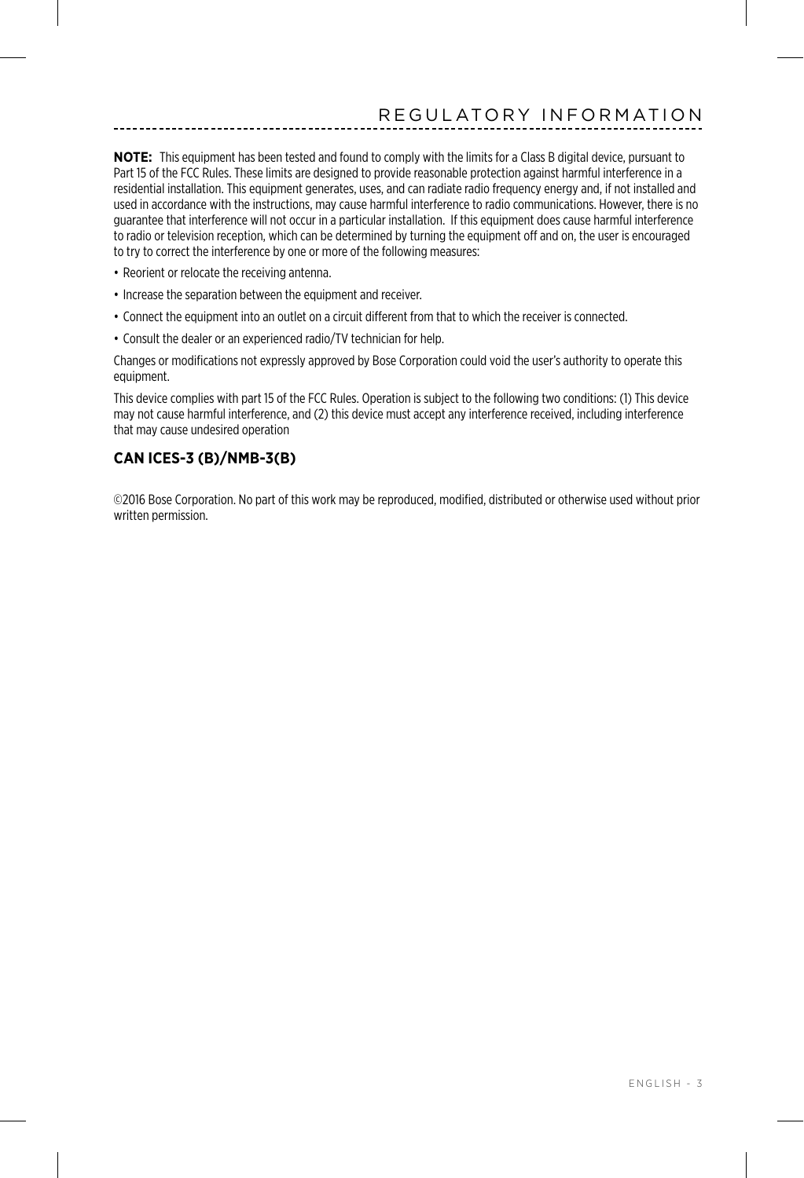# REGULATORY INFORMATION

**NOTE:** This equipment has been tested and found to comply with the limits for a Class B digital device, pursuant to Part 15 of the FCC Rules. These limits are designed to provide reasonable protection against harmful interference in a residential installation. This equipment generates, uses, and can radiate radio frequency energy and, if not installed and used in accordance with the instructions, may cause harmful interference to radio communications. However, there is no guarantee that interference will not occur in a particular installation. If this equipment does cause harmful interference to radio or television reception, which can be determined by turning the equipment off and on, the user is encouraged to try to correct the interference by one or more of the following measures:

- Reorient or relocate the receiving antenna.
- Increase the separation between the equipment and receiver.
- Connect the equipment into an outlet on a circuit different from that to which the receiver is connected.
- Consult the dealer or an experienced radio/TV technician for help.

Changes or modifications not expressly approved by Bose Corporation could void the user's authority to operate this equipment.

This device complies with part 15 of the FCC Rules. Operation is subject to the following two conditions: (1) This device may not cause harmful interference, and (2) this device must accept any interference received, including interference that may cause undesired operation

## CAN ICES-3 (B)/NMB-3(B)

©2016 Bose Corporation. No part of this work may be reproduced, modified, distributed or otherwise used without prior written permission.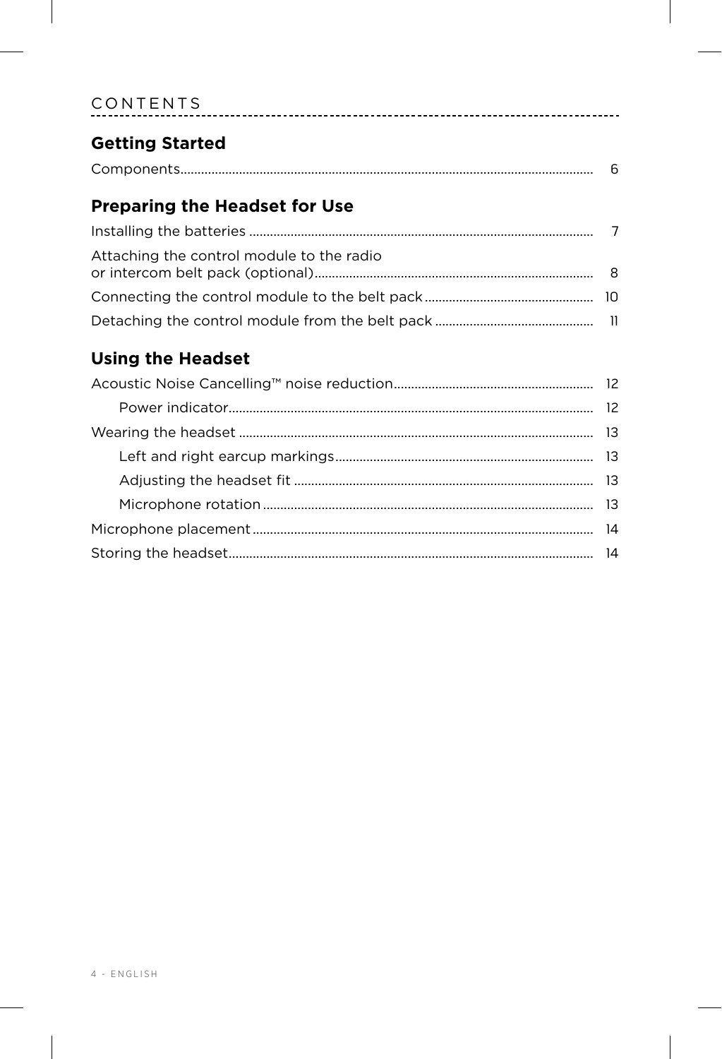# CONTENTS

## Getting Started

Components.................................................................................................................... 6

## Preparing the Headset for Use

Installing the batteries .................................................................................................. 7

Attaching the control module to the radio
or intercom belt pack (optional)............................................................................... 8

Connecting the control module to the belt pack................................................ 10

Detaching the control module from the belt pack ............................................. 11

## Using the Headset

Acoustic Noise Cancelling™ noise reduction......................................................... 12

Power indicator........................................................................................................ 12

Wearing the headset ..................................................................................................... 13

Left and right earcup markings.......................................................................... 13

Adjusting the headset fit ..................................................................................... 13

Microphone rotation .............................................................................................. 13

Microphone placement ................................................................................................. 14

Storing the headset........................................................................................................ 14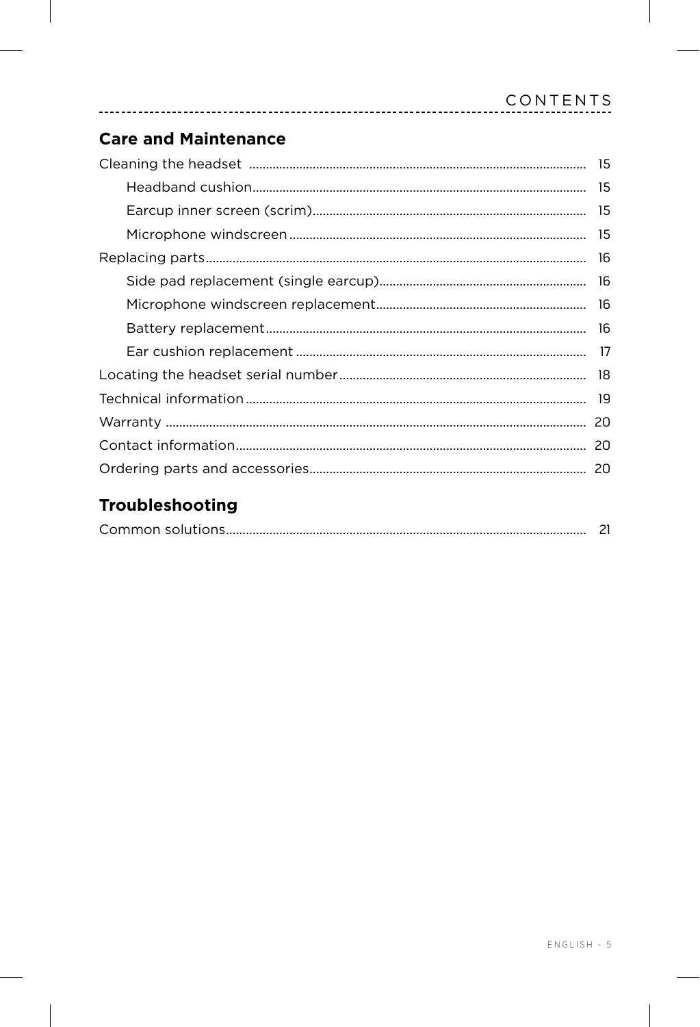CONTENTS

## Care and Maintenance

Cleaning the headset .......... 15

- Headband cushion .......... 15
- Earcup inner screen (scrim) .......... 15
- Microphone windscreen .......... 15

Replacing parts .......... 16

- Side pad replacement (single earcup) .......... 16
- Microphone windscreen replacement .......... 16
- Battery replacement .......... 16
- Ear cushion replacement .......... 17

Locating the headset serial number .......... 18

Technical information .......... 19

Warranty .......... 20

Contact information .......... 20

Ordering parts and accessories .......... 20

## Troubleshooting

Common solutions .......... 21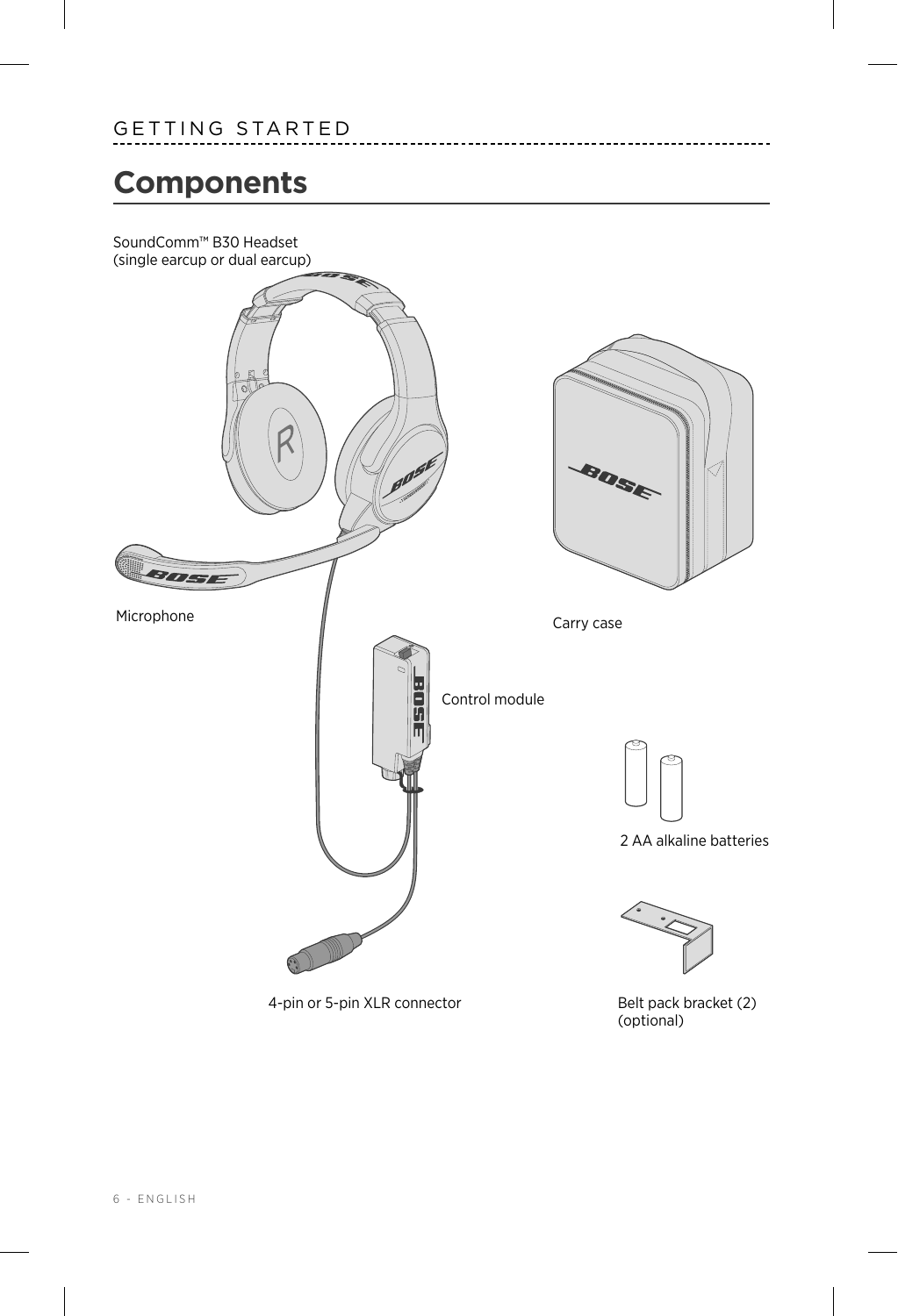## GETTING STARTED

# Components

SoundComm™ B30 Headset
(single earcup or dual earcup)

Microphone

Carry case

Control module

2 AA alkaline batteries

4-pin or 5-pin XLR connector

Belt pack bracket (2)
(optional)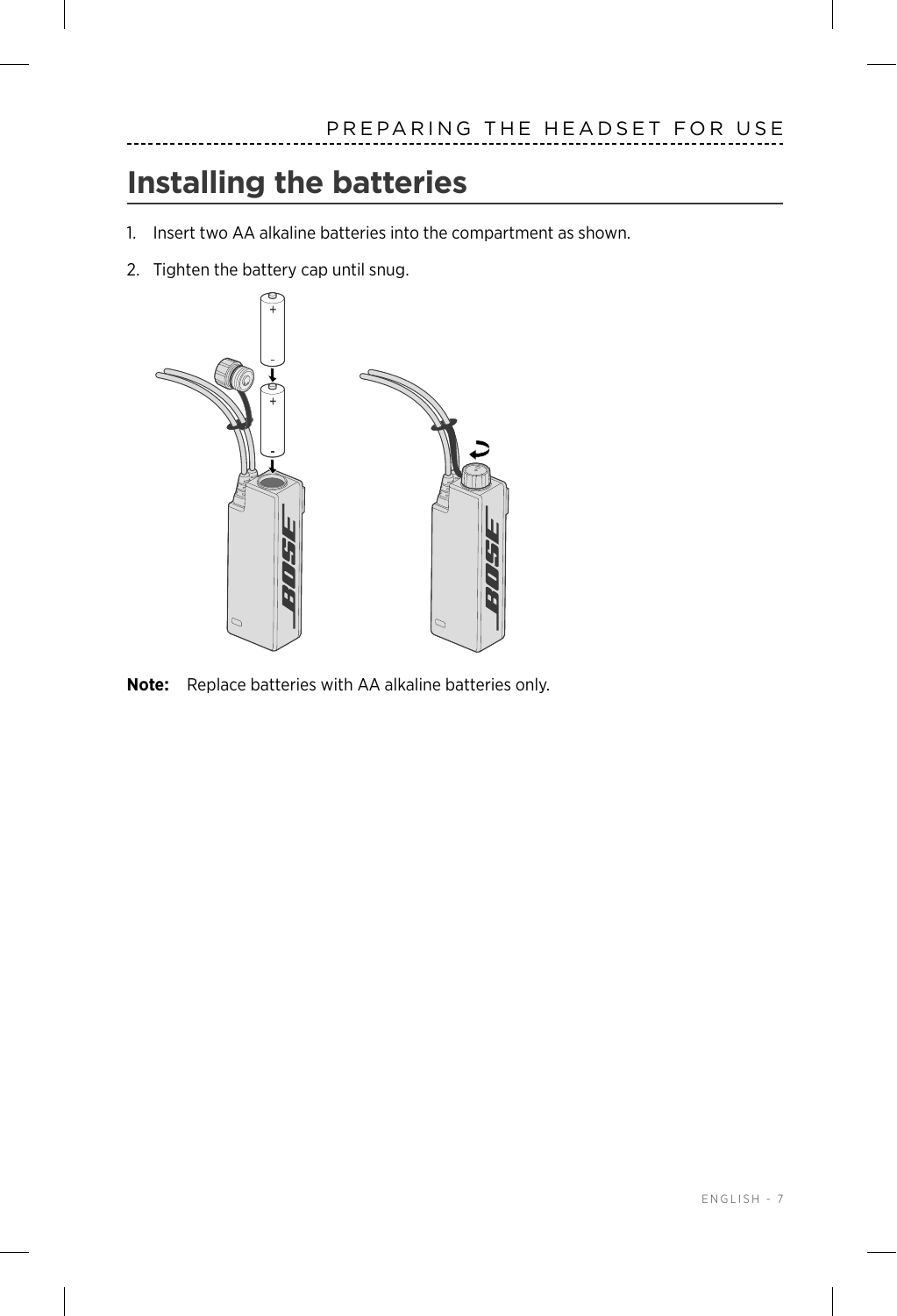# Installing the batteries

1. Insert two AA alkaline batteries into the compartment as shown.
2. Tighten the battery cap until snug.

**Note:** Replace batteries with AA alkaline batteries only.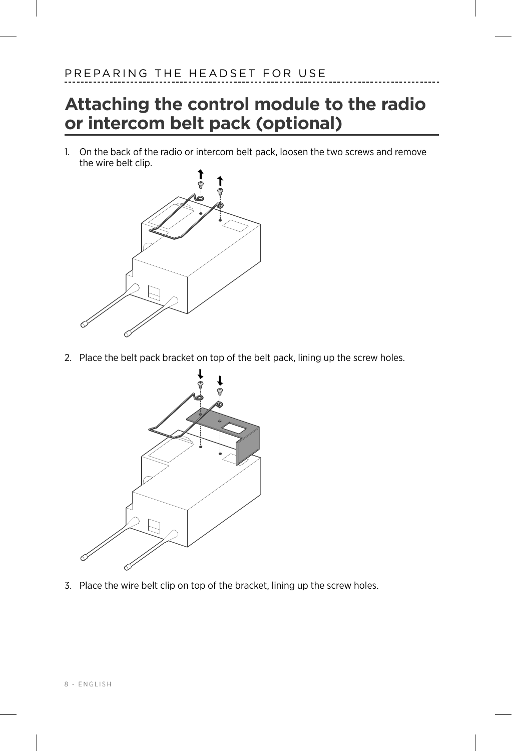PREPARING THE HEADSET FOR USE

# Attaching the control module to the radio or intercom belt pack (optional)

1. On the back of the radio or intercom belt pack, loosen the two screws and remove the wire belt clip.

2. Place the belt pack bracket on top of the belt pack, lining up the screw holes.

3. Place the wire belt clip on top of the bracket, lining up the screw holes.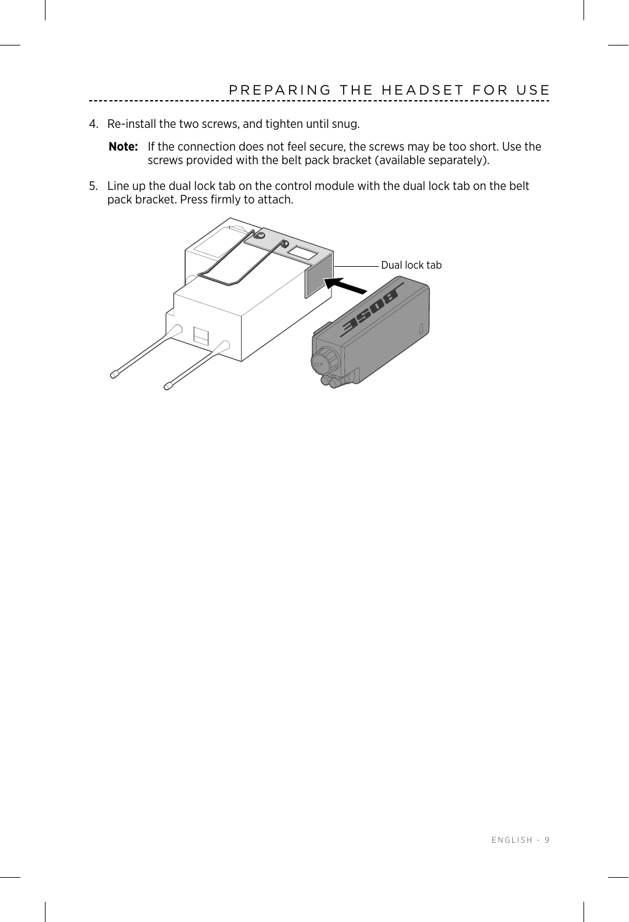4. Re-install the two screws, and tighten until snug.

   **Note:** If the connection does not feel secure, the screws may be too short. Use the screws provided with the belt pack bracket (available separately).

5. Line up the dual lock tab on the control module with the dual lock tab on the belt pack bracket. Press firmly to attach.

Dual lock tab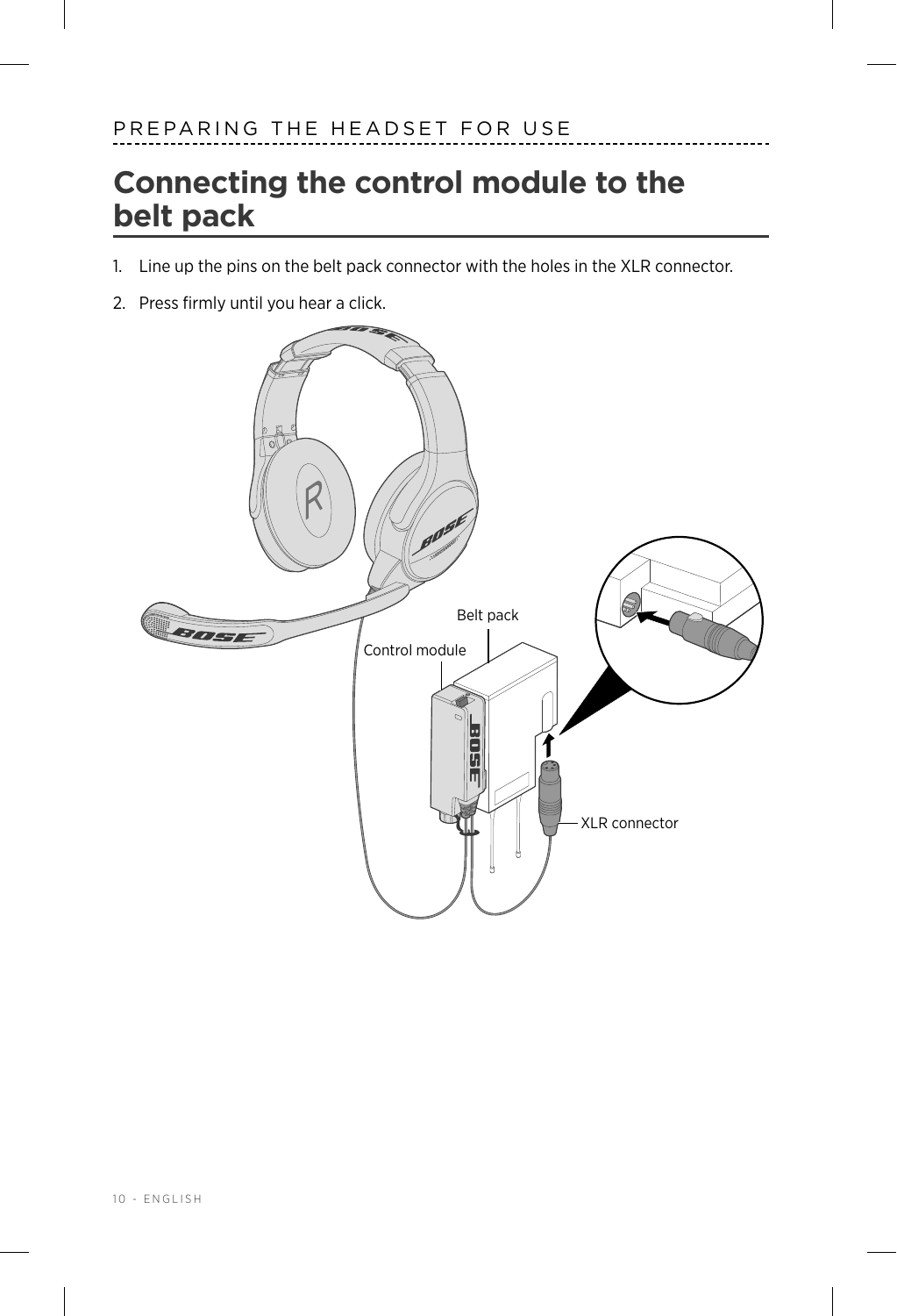## PREPARING THE HEADSET FOR USE

# Connecting the control module to the belt pack

1. Line up the pins on the belt pack connector with the holes in the XLR connector.
2. Press firmly until you hear a click.

Belt pack

Control module

XLR connector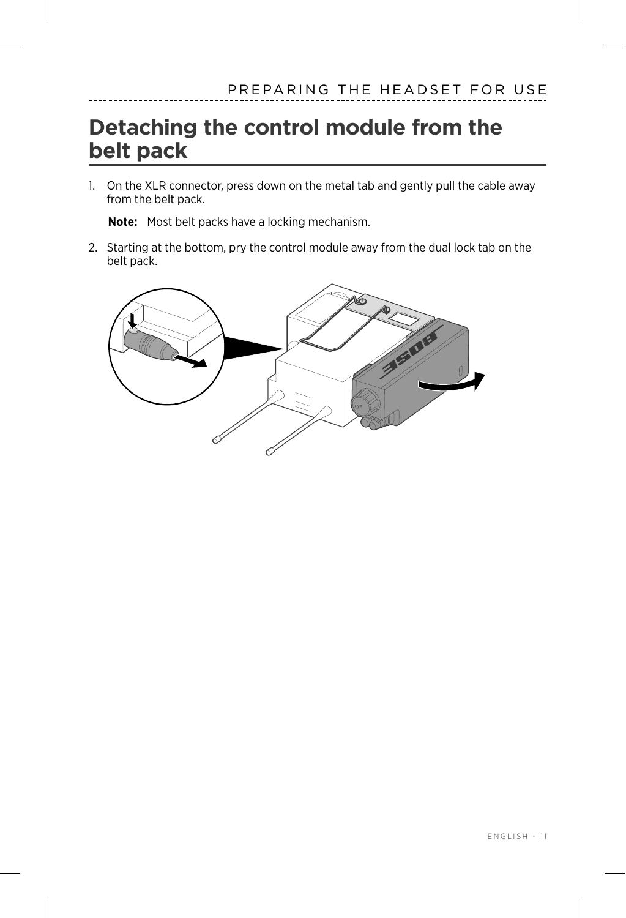## Detaching the control module from the belt pack

1. On the XLR connector, press down on the metal tab and gently pull the cable away from the belt pack.

   **Note:** Most belt packs have a locking mechanism.

2. Starting at the bottom, pry the control module away from the dual lock tab on the belt pack.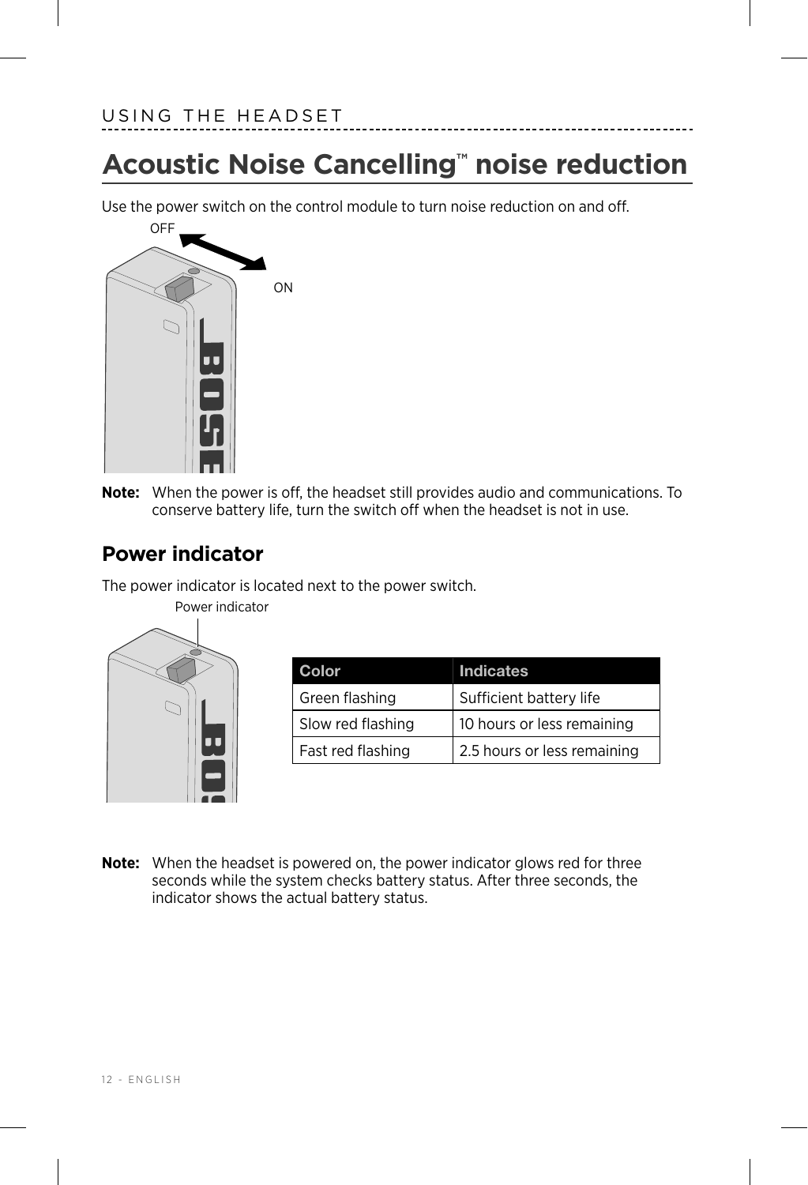# Acoustic Noise Cancelling™ noise reduction

Use the power switch on the control module to turn noise reduction on and off.

OFF

ON

**Note:** When the power is off, the headset still provides audio and communications. To conserve battery life, turn the switch off when the headset is not in use.

## Power indicator

The power indicator is located next to the power switch.

Power indicator

| Color | Indicates |
| --- | --- |
| Green flashing | Sufficient battery life |
| Slow red flashing | 10 hours or less remaining |
| Fast red flashing | 2.5 hours or less remaining |

**Note:** When the headset is powered on, the power indicator glows red for three seconds while the system checks battery status. After three seconds, the indicator shows the actual battery status.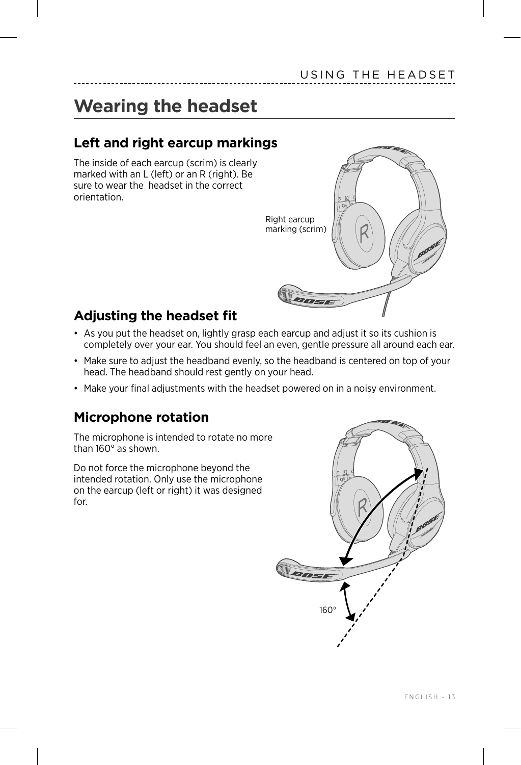# Wearing the headset

## Left and right earcup markings

The inside of each earcup (scrim) is clearly marked with an L (left) or an R (right). Be sure to wear the  headset in the correct orientation.

Right earcup marking (scrim)

## Adjusting the headset fit

- As you put the headset on, lightly grasp each earcup and adjust it so its cushion is completely over your ear. You should feel an even, gentle pressure all around each ear.
- Make sure to adjust the headband evenly, so the headband is centered on top of your head. The headband should rest gently on your head.
- Make your final adjustments with the headset powered on in a noisy environment.

## Microphone rotation

The microphone is intended to rotate no more than 160° as shown.

Do not force the microphone beyond the intended rotation. Only use the microphone on the earcup (left or right) it was designed for.

160°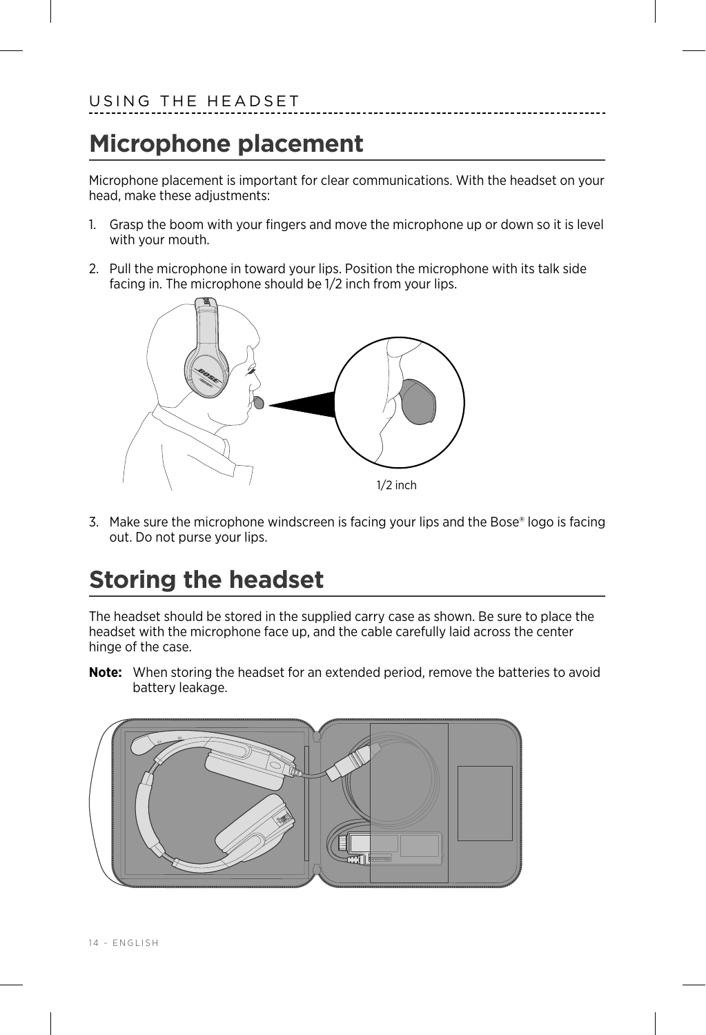## USING THE HEADSET

# Microphone placement

Microphone placement is important for clear communications. With the headset on your head, make these adjustments:

1. Grasp the boom with your fingers and move the microphone up or down so it is level with your mouth.

2. Pull the microphone in toward your lips. Position the microphone with its talk side facing in. The microphone should be 1/2 inch from your lips.

1/2 inch

3. Make sure the microphone windscreen is facing your lips and the Bose® logo is facing out. Do not purse your lips.

# Storing the headset

The headset should be stored in the supplied carry case as shown. Be sure to place the headset with the microphone face up, and the cable carefully laid across the center hinge of the case.

**Note:** When storing the headset for an extended period, remove the batteries to avoid battery leakage.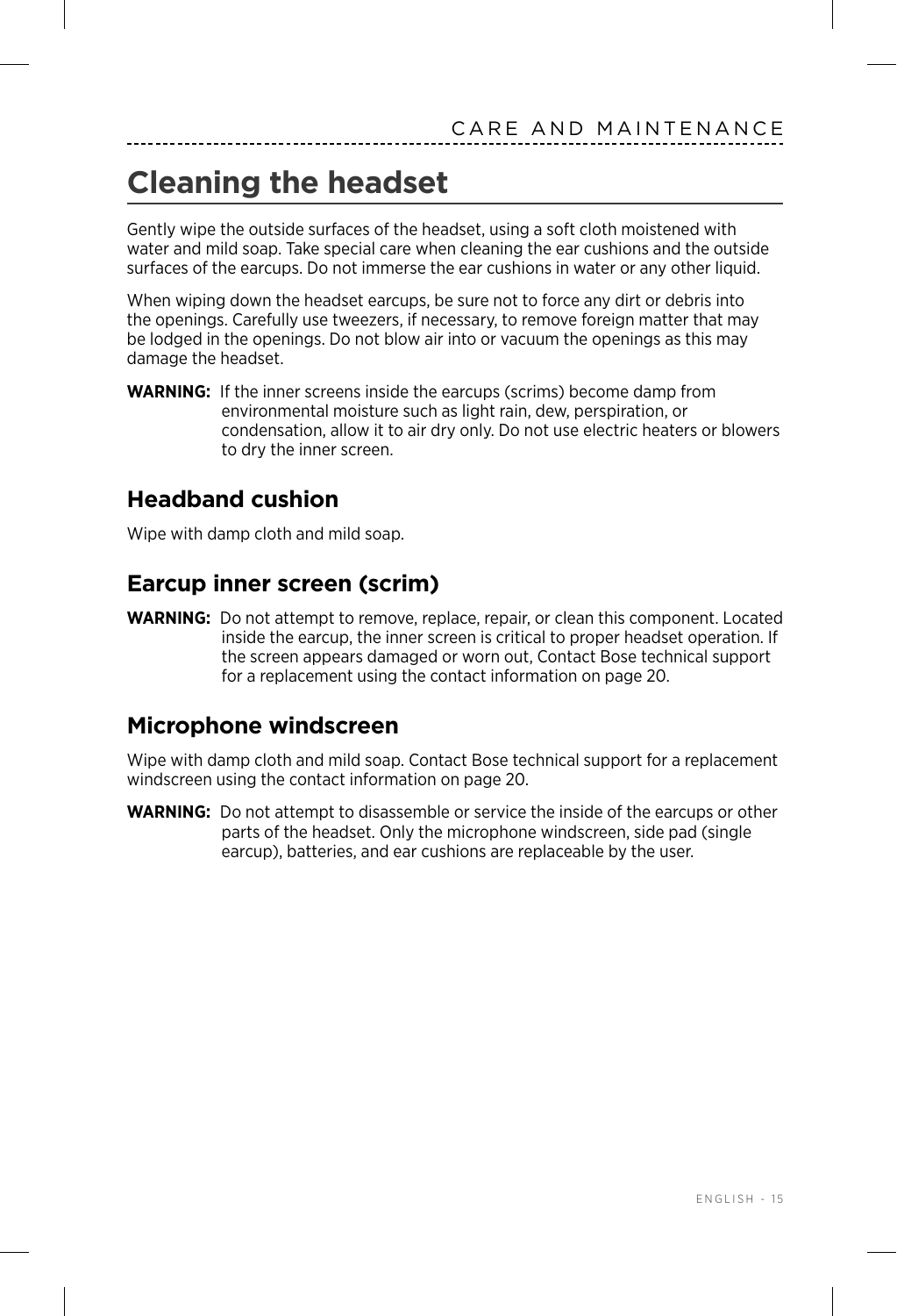# Cleaning the headset

Gently wipe the outside surfaces of the headset, using a soft cloth moistened with water and mild soap. Take special care when cleaning the ear cushions and the outside surfaces of the earcups. Do not immerse the ear cushions in water or any other liquid.

When wiping down the headset earcups, be sure not to force any dirt or debris into the openings. Carefully use tweezers, if necessary, to remove foreign matter that may be lodged in the openings. Do not blow air into or vacuum the openings as this may damage the headset.

**WARNING:** If the inner screens inside the earcups (scrims) become damp from environmental moisture such as light rain, dew, perspiration, or condensation, allow it to air dry only. Do not use electric heaters or blowers to dry the inner screen.

## Headband cushion

Wipe with damp cloth and mild soap.

## Earcup inner screen (scrim)

**WARNING:** Do not attempt to remove, replace, repair, or clean this component. Located inside the earcup, the inner screen is critical to proper headset operation. If the screen appears damaged or worn out, Contact Bose technical support for a replacement using the contact information on page 20.

## Microphone windscreen

Wipe with damp cloth and mild soap. Contact Bose technical support for a replacement windscreen using the contact information on page 20.

**WARNING:** Do not attempt to disassemble or service the inside of the earcups or other parts of the headset. Only the microphone windscreen, side pad (single earcup), batteries, and ear cushions are replaceable by the user.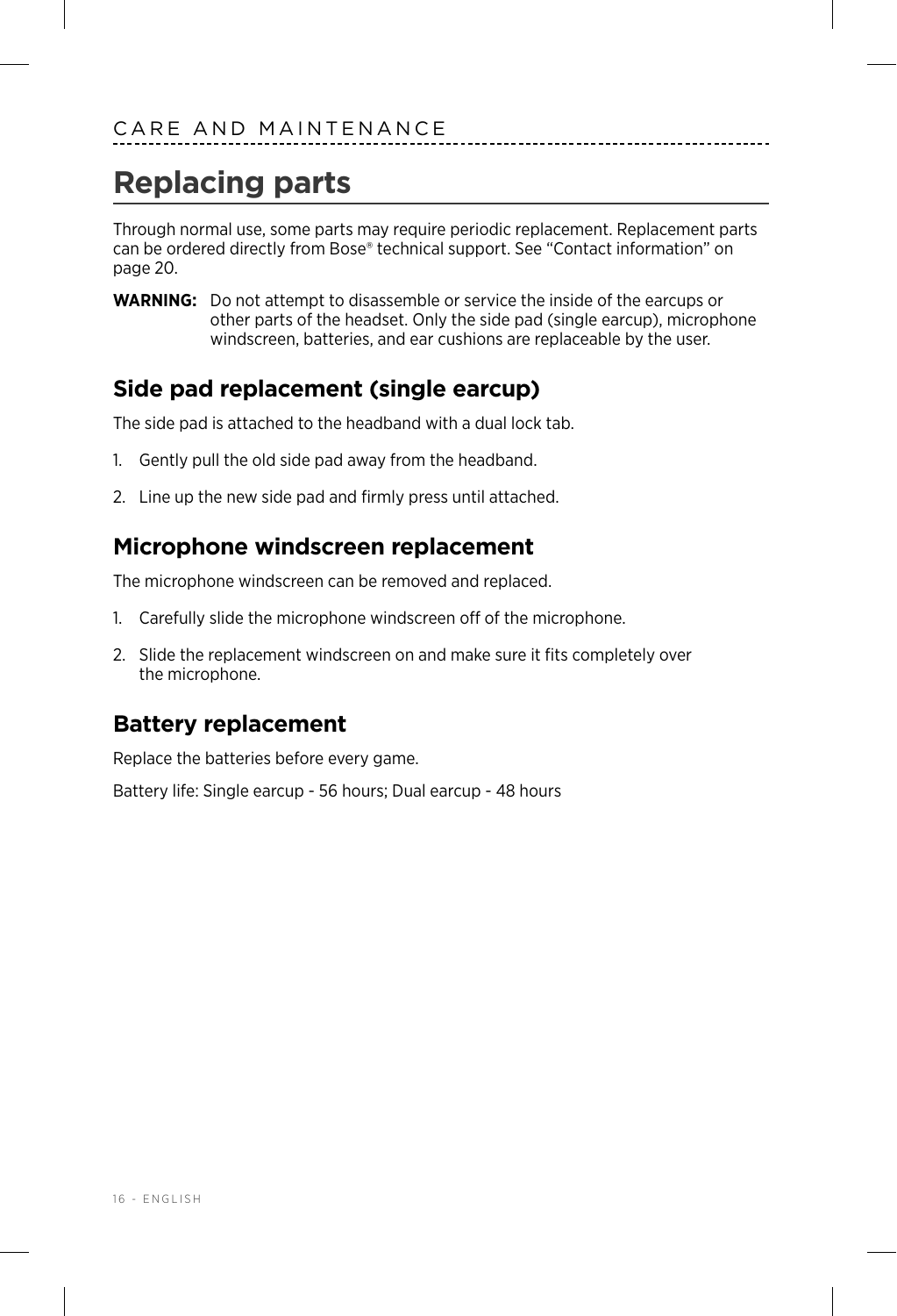CARE AND MAINTENANCE

# Replacing parts

Through normal use, some parts may require periodic replacement. Replacement parts can be ordered directly from Bose® technical support. See "Contact information" on page 20.

**WARNING:** Do not attempt to disassemble or service the inside of the earcups or other parts of the headset. Only the side pad (single earcup), microphone windscreen, batteries, and ear cushions are replaceable by the user.

## Side pad replacement (single earcup)

The side pad is attached to the headband with a dual lock tab.

1. Gently pull the old side pad away from the headband.
2. Line up the new side pad and firmly press until attached.

## Microphone windscreen replacement

The microphone windscreen can be removed and replaced.

1. Carefully slide the microphone windscreen off of the microphone.
2. Slide the replacement windscreen on and make sure it fits completely over the microphone.

## Battery replacement

Replace the batteries before every game.

Battery life: Single earcup - 56 hours; Dual earcup - 48 hours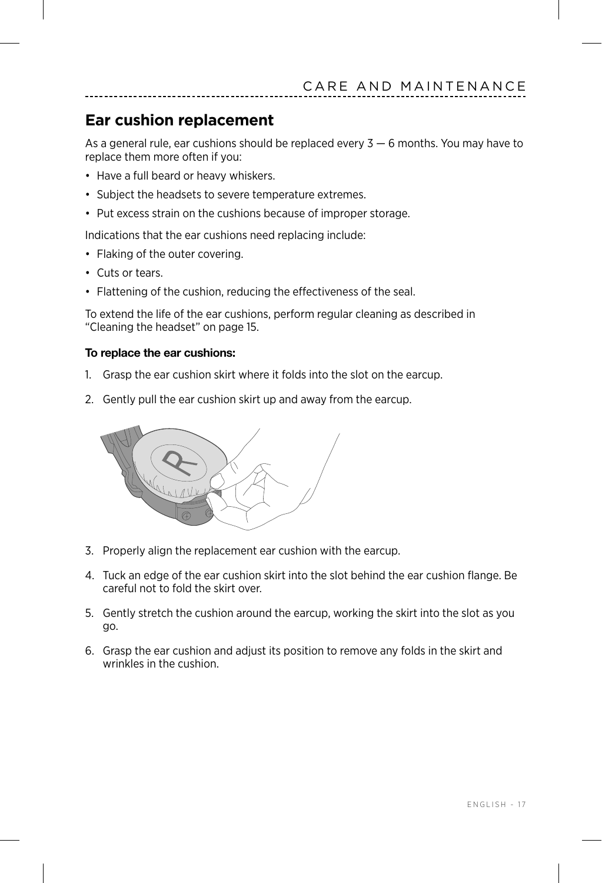## Ear cushion replacement

As a general rule, ear cushions should be replaced every 3 — 6 months. You may have to replace them more often if you:

- Have a full beard or heavy whiskers.
- Subject the headsets to severe temperature extremes.
- Put excess strain on the cushions because of improper storage.

Indications that the ear cushions need replacing include:

- Flaking of the outer covering.
- Cuts or tears.
- Flattening of the cushion, reducing the effectiveness of the seal.

To extend the life of the ear cushions, perform regular cleaning as described in "Cleaning the headset" on page 15.

**To replace the ear cushions:**

1. Grasp the ear cushion skirt where it folds into the slot on the earcup.
2. Gently pull the ear cushion skirt up and away from the earcup.
3. Properly align the replacement ear cushion with the earcup.
4. Tuck an edge of the ear cushion skirt into the slot behind the ear cushion flange. Be careful not to fold the skirt over.
5. Gently stretch the cushion around the earcup, working the skirt into the slot as you go.
6. Grasp the ear cushion and adjust its position to remove any folds in the skirt and wrinkles in the cushion.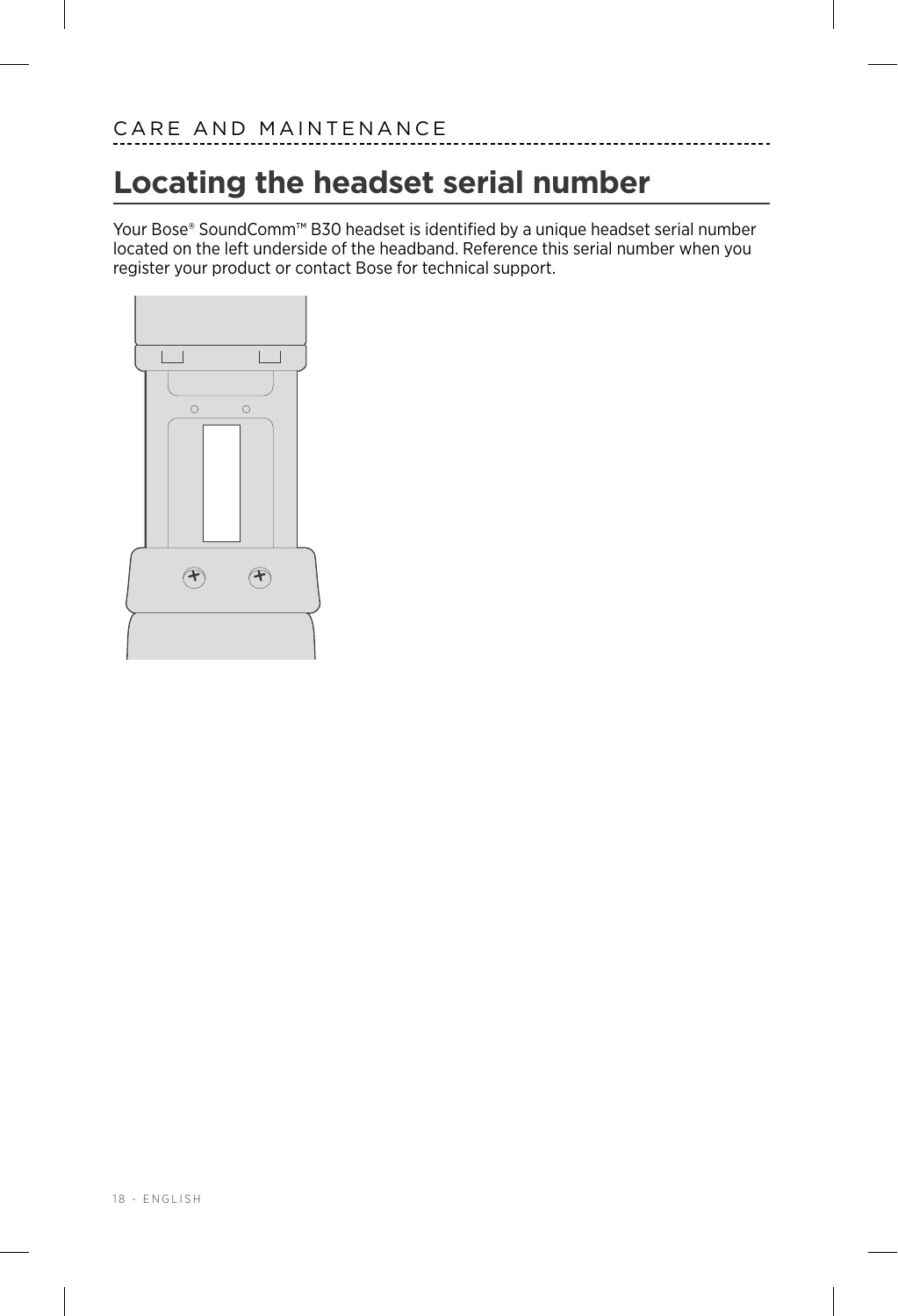CARE AND MAINTENANCE

# Locating the headset serial number

Your Bose® SoundComm™ B30 headset is identified by a unique headset serial number located on the left underside of the headband. Reference this serial number when you register your product or contact Bose for technical support.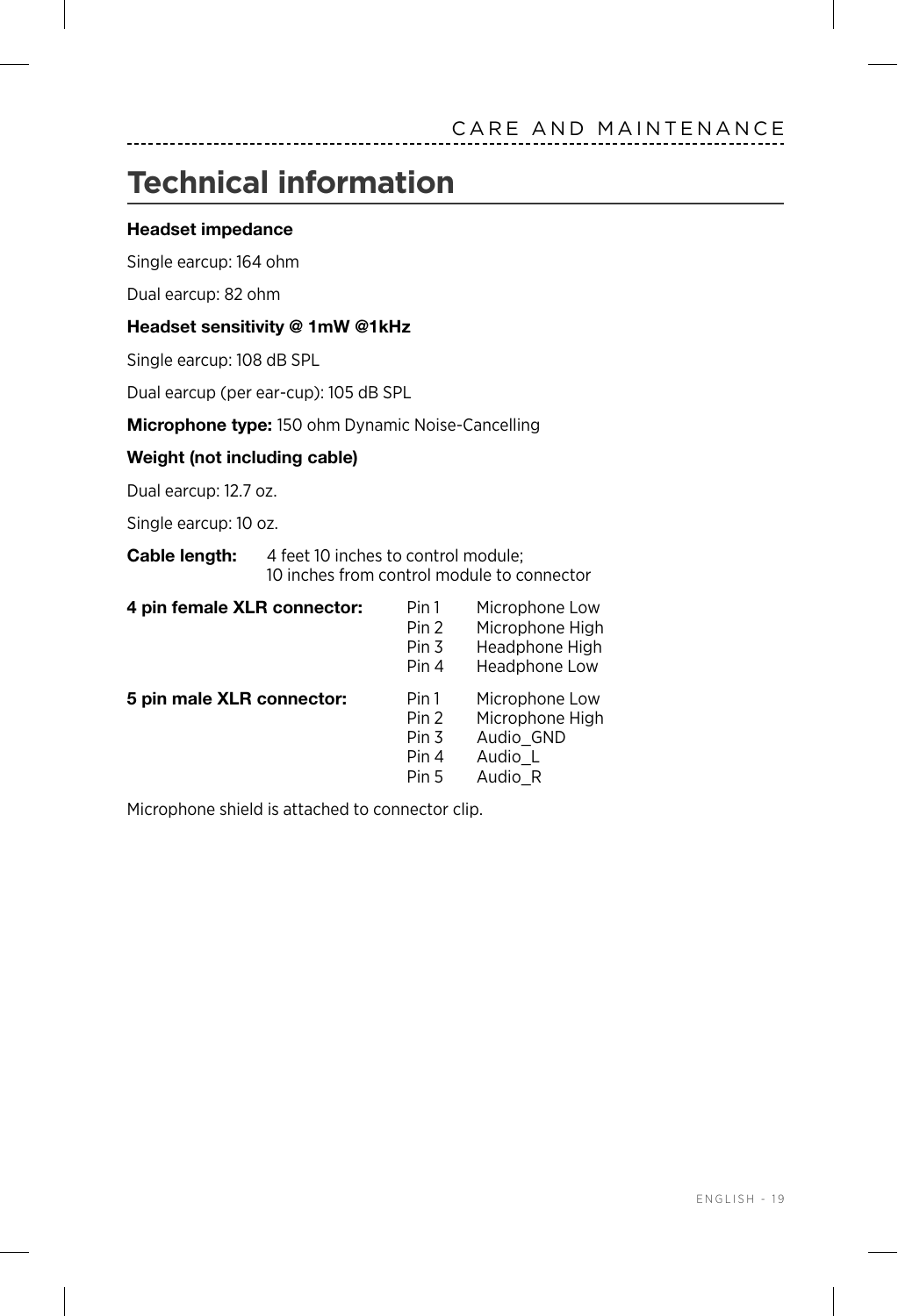# Technical information

**Headset impedance**

Single earcup: 164 ohm

Dual earcup: 82 ohm

**Headset sensitivity @ 1mW @1kHz**

Single earcup: 108 dB SPL

Dual earcup (per ear-cup): 105 dB SPL

**Microphone type:** 150 ohm Dynamic Noise-Cancelling

**Weight (not including cable)**

Dual earcup: 12.7 oz.

Single earcup: 10 oz.

**Cable length:** 4 feet 10 inches to control module;
10 inches from control module to connector

| | | |
|---|---|---|
| **4 pin female XLR connector:** | Pin 1 | Microphone Low |
| | Pin 2 | Microphone High |
| | Pin 3 | Headphone High |
| | Pin 4 | Headphone Low |
| **5 pin male XLR connector:** | Pin 1 | Microphone Low |
| | Pin 2 | Microphone High |
| | Pin 3 | Audio_GND |
| | Pin 4 | Audio_L |
| | Pin 5 | Audio_R |

Microphone shield is attached to connector clip.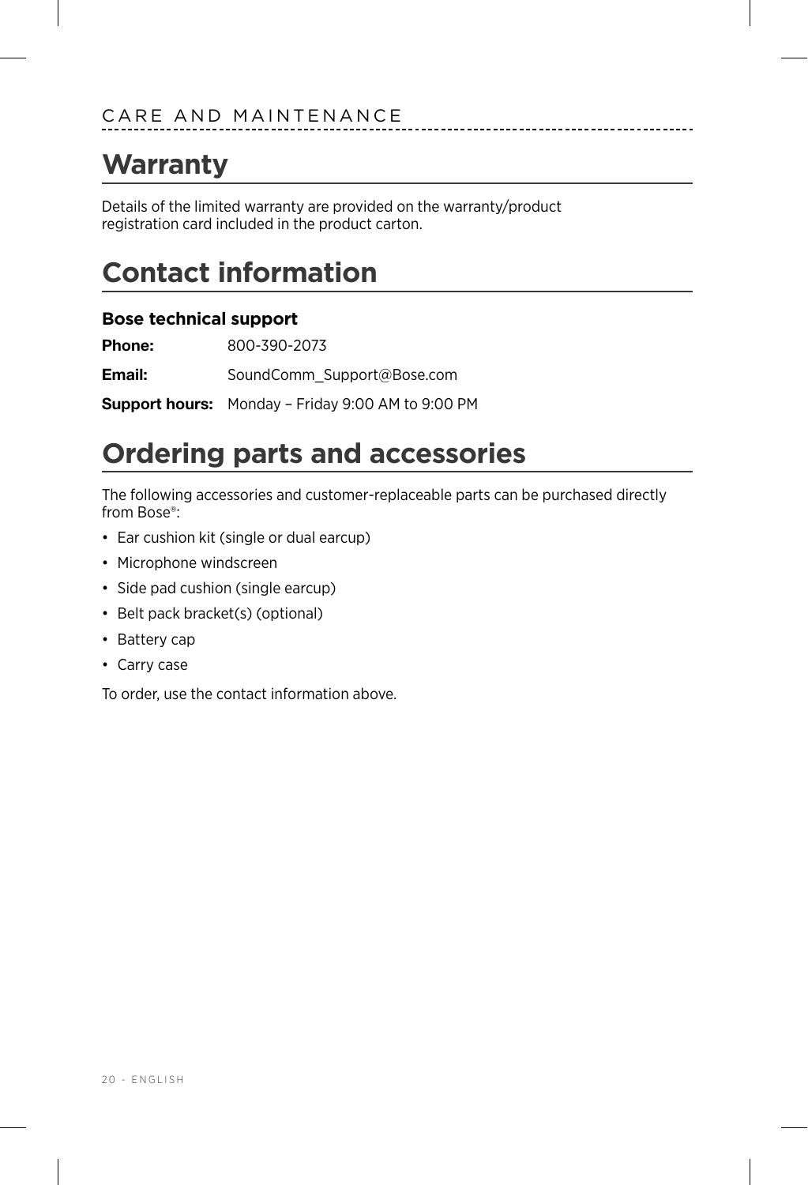# Warranty

Details of the limited warranty are provided on the warranty/product registration card included in the product carton.

# Contact information

### Bose technical support

| | |
|---|---|
| **Phone:** | 800-390-2073 |
| **Email:** | SoundComm_Support@Bose.com |
| **Support hours:** | Monday – Friday 9:00 AM to 9:00 PM |

# Ordering parts and accessories

The following accessories and customer-replaceable parts can be purchased directly from Bose®:

- Ear cushion kit (single or dual earcup)
- Microphone windscreen
- Side pad cushion (single earcup)
- Belt pack bracket(s) (optional)
- Battery cap
- Carry case

To order, use the contact information above.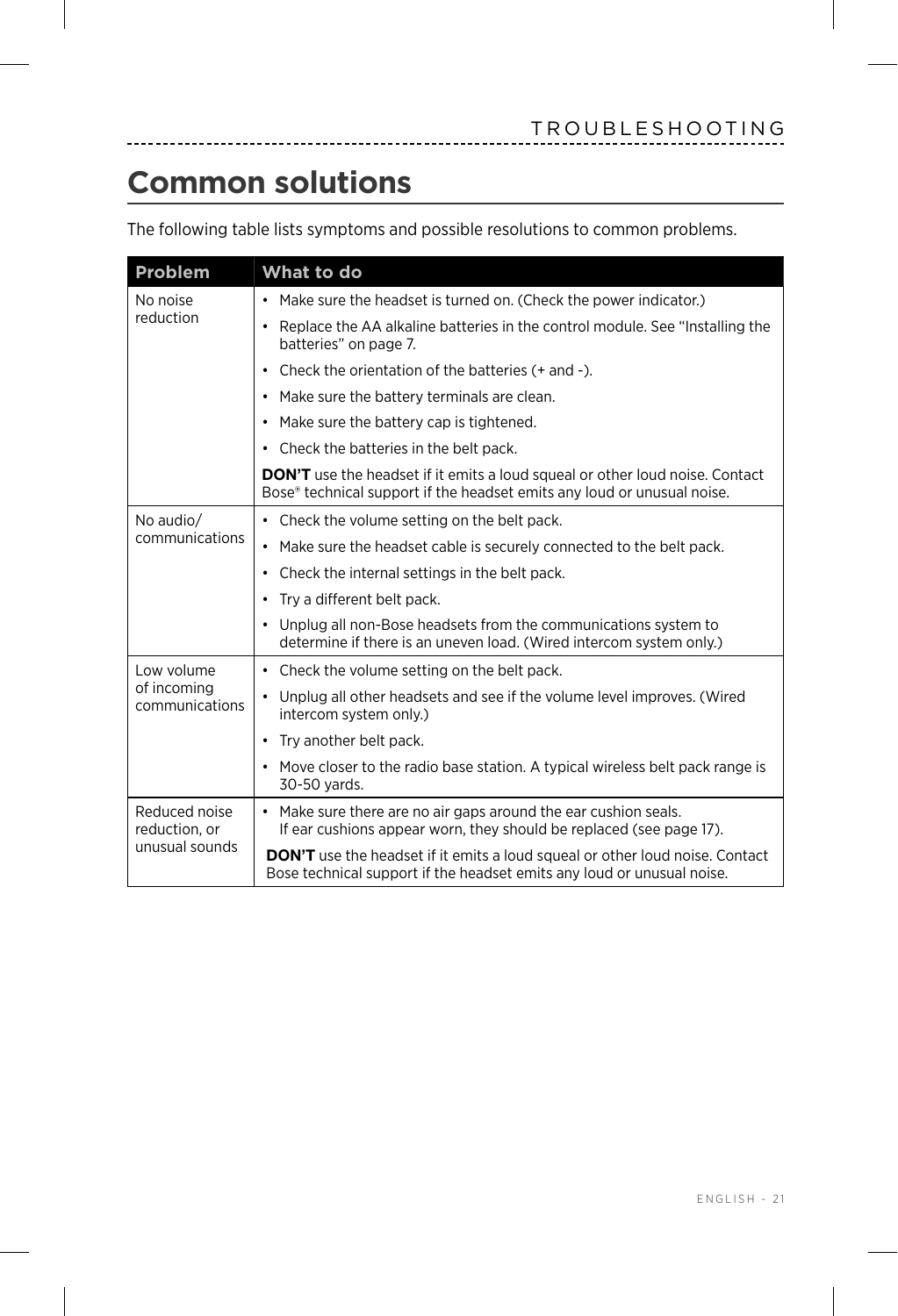# Common solutions

The following table lists symptoms and possible resolutions to common problems.

| Problem | What to do |
|---|---|
| No noise reduction | • Make sure the headset is turned on. (Check the power indicator.)<br>• Replace the AA alkaline batteries in the control module. See "Installing the batteries" on page 7.<br>• Check the orientation of the batteries (+ and -).<br>• Make sure the battery terminals are clean.<br>• Make sure the battery cap is tightened.<br>• Check the batteries in the belt pack.<br>**DON'T** use the headset if it emits a loud squeal or other loud noise. Contact Bose® technical support if the headset emits any loud or unusual noise. |
| No audio/ communications | • Check the volume setting on the belt pack.<br>• Make sure the headset cable is securely connected to the belt pack.<br>• Check the internal settings in the belt pack.<br>• Try a different belt pack.<br>• Unplug all non-Bose headsets from the communications system to determine if there is an uneven load. (Wired intercom system only.) |
| Low volume of incoming communications | • Check the volume setting on the belt pack.<br>• Unplug all other headsets and see if the volume level improves. (Wired intercom system only.)<br>• Try another belt pack.<br>• Move closer to the radio base station. A typical wireless belt pack range is 30-50 yards. |
| Reduced noise reduction, or unusual sounds | • Make sure there are no air gaps around the ear cushion seals. If ear cushions appear worn, they should be replaced (see page 17).<br>**DON'T** use the headset if it emits a loud squeal or other loud noise. Contact Bose technical support if the headset emits any loud or unusual noise. |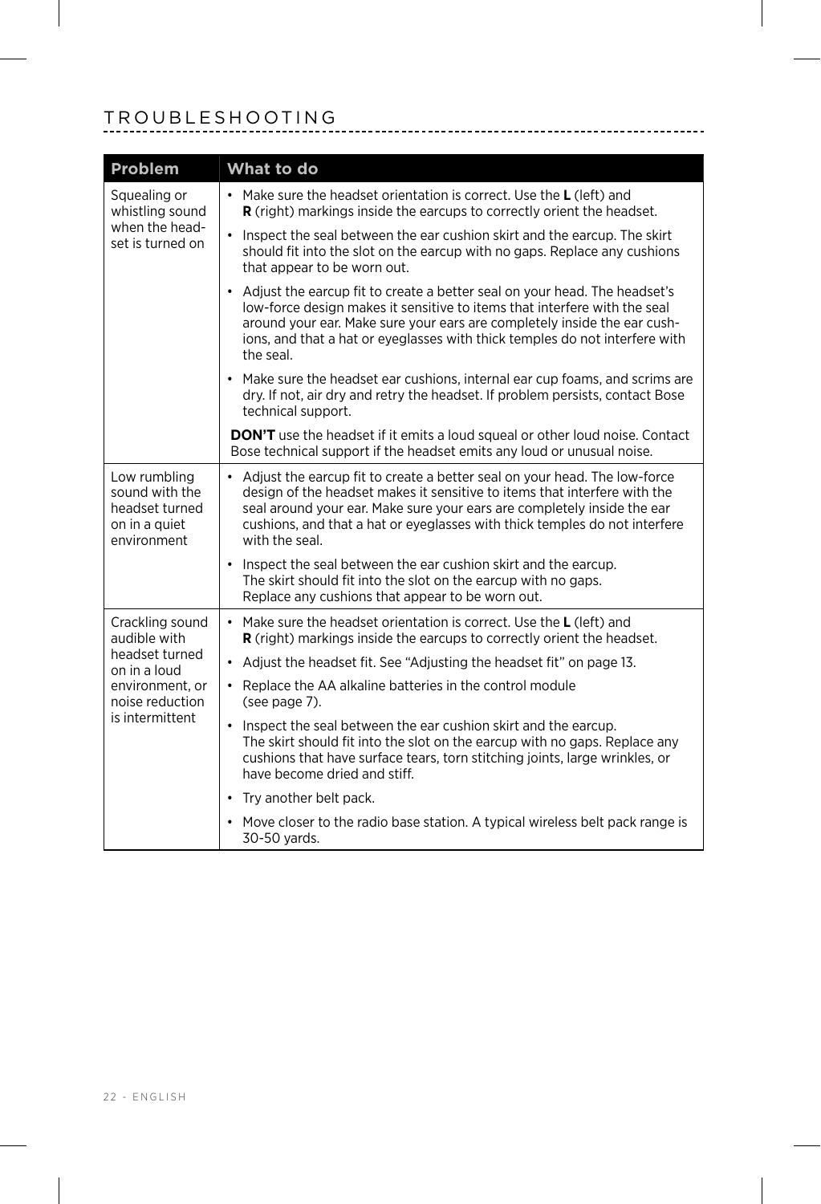# TROUBLESHOOTING

| Problem | What to do |
|---|---|
| Squealing or whistling sound when the headset is turned on | • Make sure the headset orientation is correct. Use the **L** (left) and **R** (right) markings inside the earcups to correctly orient the headset.<br>• Inspect the seal between the ear cushion skirt and the earcup. The skirt should fit into the slot on the earcup with no gaps. Replace any cushions that appear to be worn out.<br>• Adjust the earcup fit to create a better seal on your head. The headset's low-force design makes it sensitive to items that interfere with the seal around your ear. Make sure your ears are completely inside the ear cushions, and that a hat or eyeglasses with thick temples do not interfere with the seal.<br>• Make sure the headset ear cushions, internal ear cup foams, and scrims are dry. If not, air dry and retry the headset. If problem persists, contact Bose technical support.<br>**DON'T** use the headset if it emits a loud squeal or other loud noise. Contact Bose technical support if the headset emits any loud or unusual noise. |
| Low rumbling sound with the headset turned on in a quiet environment | • Adjust the earcup fit to create a better seal on your head. The low-force design of the headset makes it sensitive to items that interfere with the seal around your ear. Make sure your ears are completely inside the ear cushions, and that a hat or eyeglasses with thick temples do not interfere with the seal.<br>• Inspect the seal between the ear cushion skirt and the earcup. The skirt should fit into the slot on the earcup with no gaps. Replace any cushions that appear to be worn out. |
| Crackling sound audible with headset turned on in a loud environment, or noise reduction is intermittent | • Make sure the headset orientation is correct. Use the **L** (left) and **R** (right) markings inside the earcups to correctly orient the headset.<br>• Adjust the headset fit. See "Adjusting the headset fit" on page 13.<br>• Replace the AA alkaline batteries in the control module (see page 7).<br>• Inspect the seal between the ear cushion skirt and the earcup. The skirt should fit into the slot on the earcup with no gaps. Replace any cushions that have surface tears, torn stitching joints, large wrinkles, or have become dried and stiff.<br>• Try another belt pack.<br>• Move closer to the radio base station. A typical wireless belt pack range is 30-50 yards. |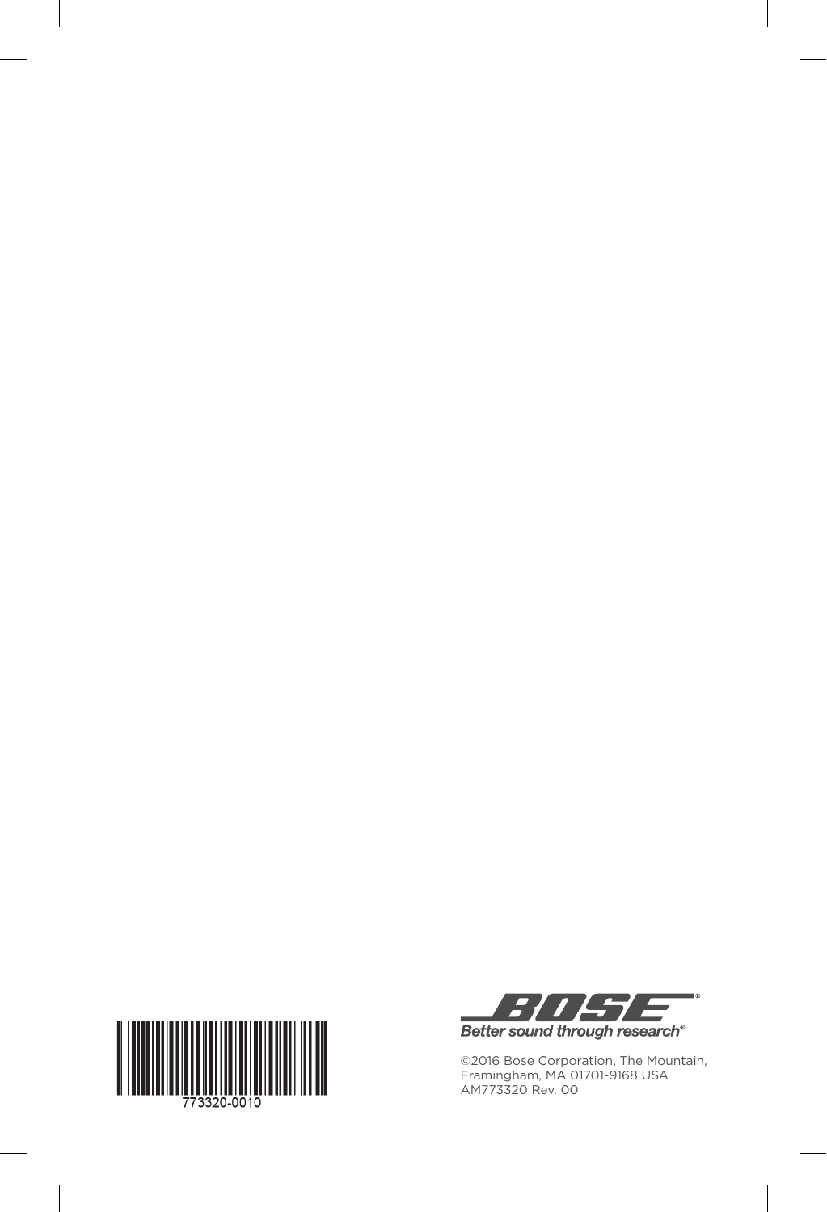773320-0010

Better sound through research®

©2016 Bose Corporation, The Mountain,
Framingham, MA 01701-9168 USA
AM773320 Rev. 00